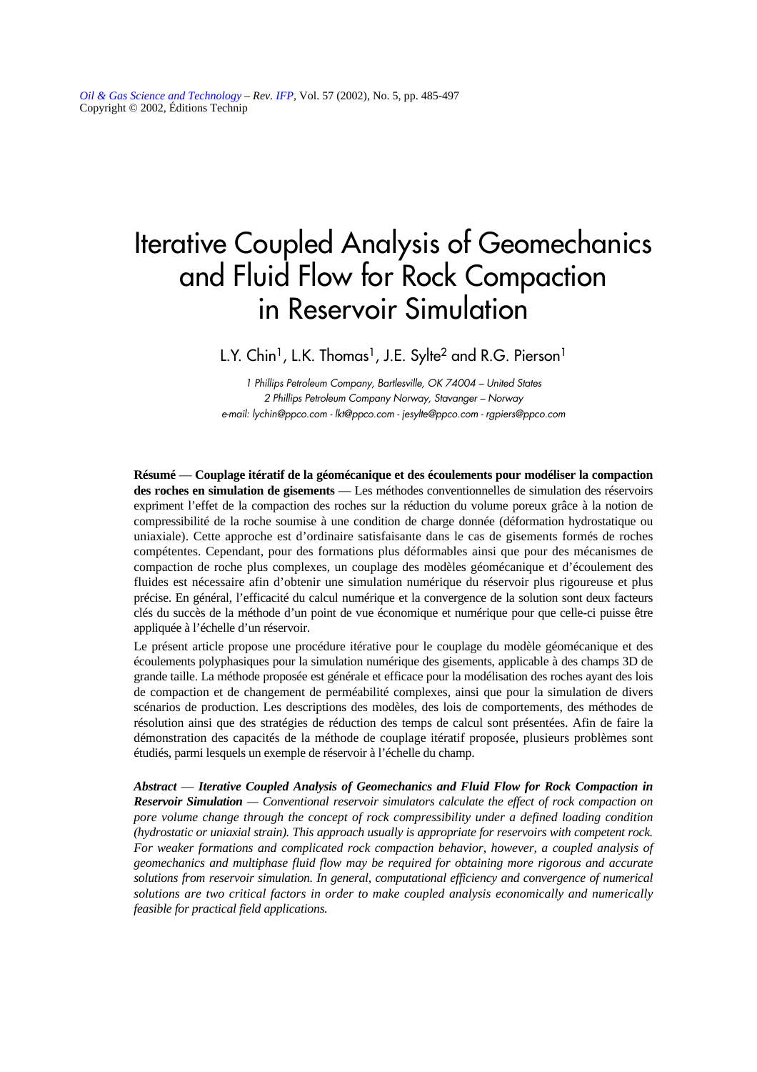# Iterative Coupled Analysis of Geomechanics and Fluid Flow for Rock Compaction in Reservoir Simulation

L.Y. Chin[1], L.K. Thomas[1], J.E. Sylte[2] and R.G. Pierson[1]

*1 Phillips Petroleum Company, Bartlesville, OK 74004 – United States*
*2 Phillips Petroleum Company Norway, Stavanger – Norway*
*e-mail: lychin@ppco.com - lkt@ppco.com - jesylte@ppco.com - rgpiers@ppco.com*

**Résumé** — **Couplage itératif de la géomécanique et des écoulements pour modéliser la compaction des roches en simulation de gisements** — Les méthodes conventionnelles de simulation des réservoirs expriment l'effet de la compaction des roches sur la réduction du volume poreux grâce à la notion de compressibilité de la roche soumise à une condition de charge donnée (déformation hydrostatique ou uniaxiale). Cette approche est d'ordinaire satisfaisante dans le cas de gisements formés de roches compétentes. Cependant, pour des formations plus déformables ainsi que pour des mécanismes de compaction de roche plus complexes, un couplage des modèles géomécanique et d'écoulement des fluides est nécessaire afin d'obtenir une simulation numérique du réservoir plus rigoureuse et plus précise. En général, l'efficacité du calcul numérique et la convergence de la solution sont deux facteurs clés du succès de la méthode d'un point de vue économique et numérique pour que celle-ci puisse être appliquée à l'échelle d'un réservoir.

Le présent article propose une procédure itérative pour le couplage du modèle géomécanique et des écoulements polyphasiques pour la simulation numérique des gisements, applicable à des champs 3D de grande taille. La méthode proposée est générale et efficace pour la modélisation des roches ayant des lois de compaction et de changement de perméabilité complexes, ainsi que pour la simulation de divers scénarios de production. Les descriptions des modèles, des lois de comportements, des méthodes de résolution ainsi que des stratégies de réduction des temps de calcul sont présentées. Afin de faire la démonstration des capacités de la méthode de couplage itératif proposée, plusieurs problèmes sont étudiés, parmi lesquels un exemple de réservoir à l'échelle du champ.

***Abstract*** — ***Iterative Coupled Analysis of Geomechanics and Fluid Flow for Rock Compaction in Reservoir Simulation*** — *Conventional reservoir simulators calculate the effect of rock compaction on pore volume change through the concept of rock compressibility under a defined loading condition (hydrostatic or uniaxial strain). This approach usually is appropriate for reservoirs with competent rock. For weaker formations and complicated rock compaction behavior, however, a coupled analysis of geomechanics and multiphase fluid flow may be required for obtaining more rigorous and accurate solutions from reservoir simulation. In general, computational efficiency and convergence of numerical solutions are two critical factors in order to make coupled analysis economically and numerically feasible for practical field applications.*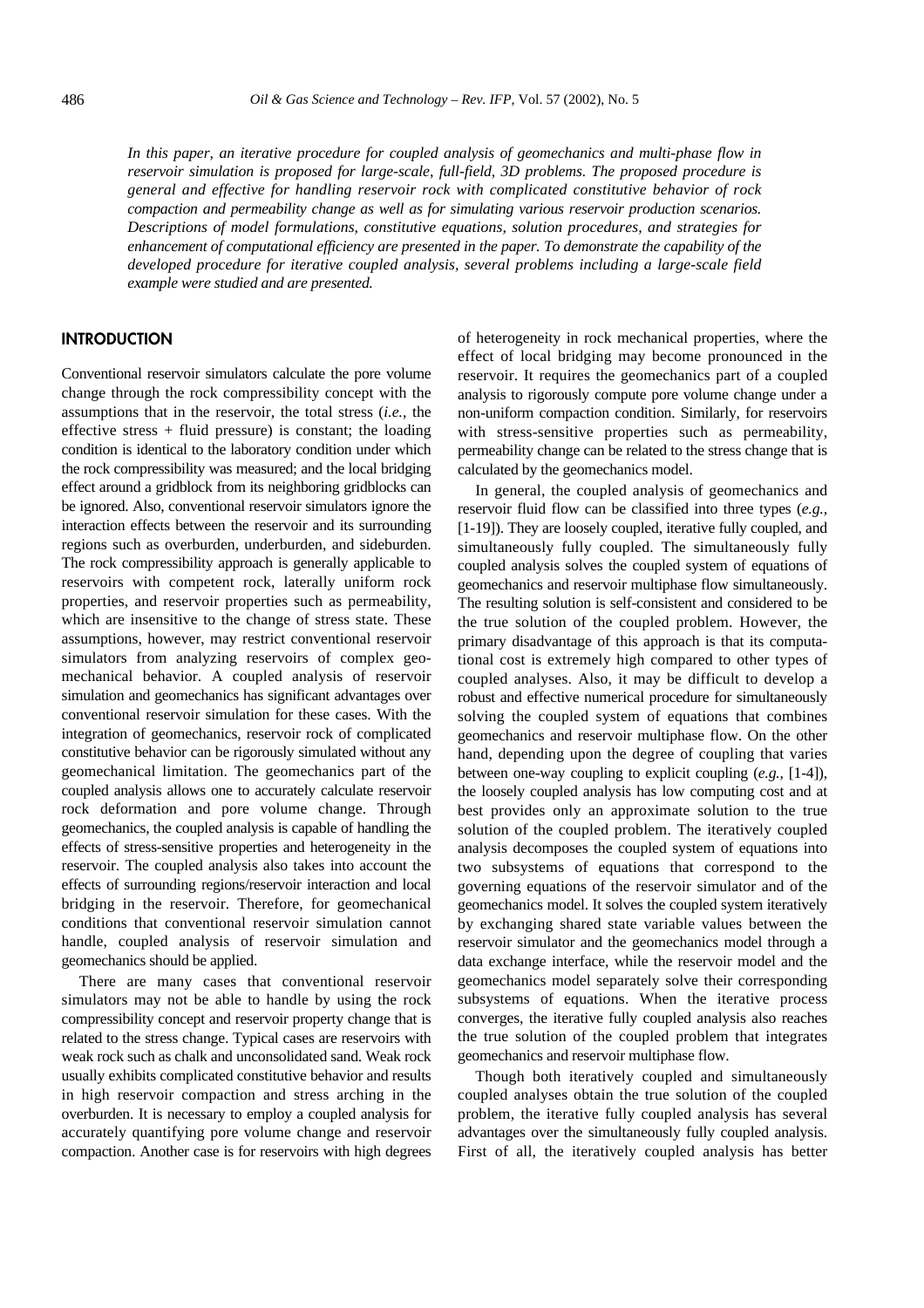*In this paper, an iterative procedure for coupled analysis of geomechanics and multi-phase flow in reservoir simulation is proposed for large-scale, full-field, 3D problems. The proposed procedure is general and effective for handling reservoir rock with complicated constitutive behavior of rock compaction and permeability change as well as for simulating various reservoir production scenarios. Descriptions of model formulations, constitutive equations, solution procedures, and strategies for enhancement of computational efficiency are presented in the paper. To demonstrate the capability of the developed procedure for iterative coupled analysis, several problems including a large-scale field example were studied and are presented.*

## INTRODUCTION

Conventional reservoir simulators calculate the pore volume change through the rock compressibility concept with the assumptions that in the reservoir, the total stress (*i.e.*, the effective stress + fluid pressure) is constant; the loading condition is identical to the laboratory condition under which the rock compressibility was measured; and the local bridging effect around a gridblock from its neighboring gridblocks can be ignored. Also, conventional reservoir simulators ignore the interaction effects between the reservoir and its surrounding regions such as overburden, underburden, and sideburden. The rock compressibility approach is generally applicable to reservoirs with competent rock, laterally uniform rock properties, and reservoir properties such as permeability, which are insensitive to the change of stress state. These assumptions, however, may restrict conventional reservoir simulators from analyzing reservoirs of complex geomechanical behavior. A coupled analysis of reservoir simulation and geomechanics has significant advantages over conventional reservoir simulation for these cases. With the integration of geomechanics, reservoir rock of complicated constitutive behavior can be rigorously simulated without any geomechanical limitation. The geomechanics part of the coupled analysis allows one to accurately calculate reservoir rock deformation and pore volume change. Through geomechanics, the coupled analysis is capable of handling the effects of stress-sensitive properties and heterogeneity in the reservoir. The coupled analysis also takes into account the effects of surrounding regions/reservoir interaction and local bridging in the reservoir. Therefore, for geomechanical conditions that conventional reservoir simulation cannot handle, coupled analysis of reservoir simulation and geomechanics should be applied.

There are many cases that conventional reservoir simulators may not be able to handle by using the rock compressibility concept and reservoir property change that is related to the stress change. Typical cases are reservoirs with weak rock such as chalk and unconsolidated sand. Weak rock usually exhibits complicated constitutive behavior and results in high reservoir compaction and stress arching in the overburden. It is necessary to employ a coupled analysis for accurately quantifying pore volume change and reservoir compaction. Another case is for reservoirs with high degrees of heterogeneity in rock mechanical properties, where the effect of local bridging may become pronounced in the reservoir. It requires the geomechanics part of a coupled analysis to rigorously compute pore volume change under a non-uniform compaction condition. Similarly, for reservoirs with stress-sensitive properties such as permeability, permeability change can be related to the stress change that is calculated by the geomechanics model.

In general, the coupled analysis of geomechanics and reservoir fluid flow can be classified into three types (*e.g.*, [1-19]). They are loosely coupled, iterative fully coupled, and simultaneously fully coupled. The simultaneously fully coupled analysis solves the coupled system of equations of geomechanics and reservoir multiphase flow simultaneously. The resulting solution is self-consistent and considered to be the true solution of the coupled problem. However, the primary disadvantage of this approach is that its computational cost is extremely high compared to other types of coupled analyses. Also, it may be difficult to develop a robust and effective numerical procedure for simultaneously solving the coupled system of equations that combines geomechanics and reservoir multiphase flow. On the other hand, depending upon the degree of coupling that varies between one-way coupling to explicit coupling (*e.g.*, [1-4]), the loosely coupled analysis has low computing cost and at best provides only an approximate solution to the true solution of the coupled problem. The iteratively coupled analysis decomposes the coupled system of equations into two subsystems of equations that correspond to the governing equations of the reservoir simulator and of the geomechanics model. It solves the coupled system iteratively by exchanging shared state variable values between the reservoir simulator and the geomechanics model through a data exchange interface, while the reservoir model and the geomechanics model separately solve their corresponding subsystems of equations. When the iterative process converges, the iterative fully coupled analysis also reaches the true solution of the coupled problem that integrates geomechanics and reservoir multiphase flow.

Though both iteratively coupled and simultaneously coupled analyses obtain the true solution of the coupled problem, the iterative fully coupled analysis has several advantages over the simultaneously fully coupled analysis. First of all, the iteratively coupled analysis has better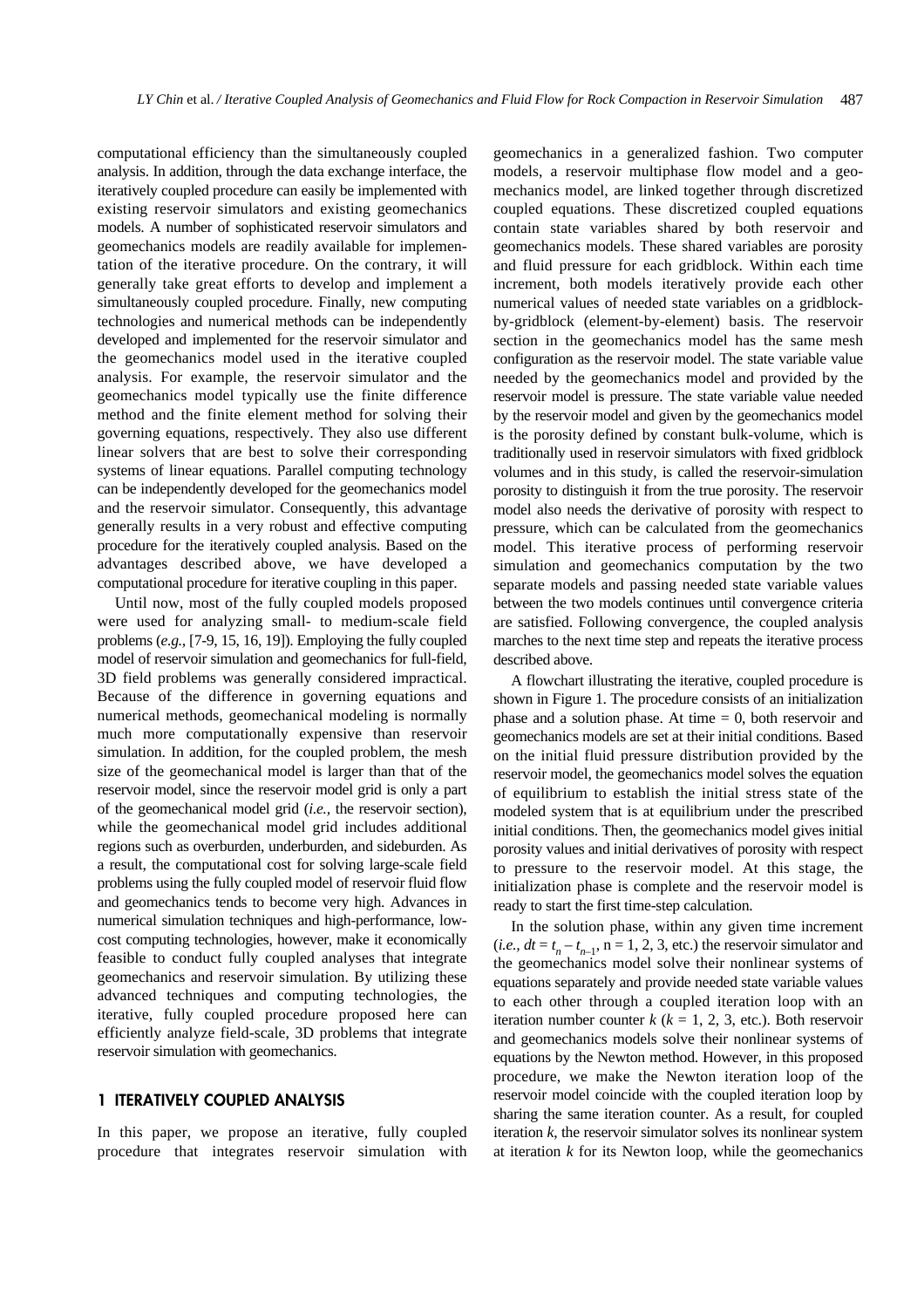computational efficiency than the simultaneously coupled analysis. In addition, through the data exchange interface, the iteratively coupled procedure can easily be implemented with existing reservoir simulators and existing geomechanics models. A number of sophisticated reservoir simulators and geomechanics models are readily available for implementation of the iterative procedure. On the contrary, it will generally take great efforts to develop and implement a simultaneously coupled procedure. Finally, new computing technologies and numerical methods can be independently developed and implemented for the reservoir simulator and the geomechanics model used in the iterative coupled analysis. For example, the reservoir simulator and the geomechanics model typically use the finite difference method and the finite element method for solving their governing equations, respectively. They also use different linear solvers that are best to solve their corresponding systems of linear equations. Parallel computing technology can be independently developed for the geomechanics model and the reservoir simulator. Consequently, this advantage generally results in a very robust and effective computing procedure for the iteratively coupled analysis. Based on the advantages described above, we have developed a computational procedure for iterative coupling in this paper.

Until now, most of the fully coupled models proposed were used for analyzing small- to medium-scale field problems (*e.g.*, [7-9, 15, 16, 19]). Employing the fully coupled model of reservoir simulation and geomechanics for full-field, 3D field problems was generally considered impractical. Because of the difference in governing equations and numerical methods, geomechanical modeling is normally much more computationally expensive than reservoir simulation. In addition, for the coupled problem, the mesh size of the geomechanical model is larger than that of the reservoir model, since the reservoir model grid is only a part of the geomechanical model grid (*i.e.*, the reservoir section), while the geomechanical model grid includes additional regions such as overburden, underburden, and sideburden. As a result, the computational cost for solving large-scale field problems using the fully coupled model of reservoir fluid flow and geomechanics tends to become very high. Advances in numerical simulation techniques and high-performance, low-cost computing technologies, however, make it economically feasible to conduct fully coupled analyses that integrate geomechanics and reservoir simulation. By utilizing these advanced techniques and computing technologies, the iterative, fully coupled procedure proposed here can efficiently analyze field-scale, 3D problems that integrate reservoir simulation with geomechanics.

## 1 ITERATIVELY COUPLED ANALYSIS

In this paper, we propose an iterative, fully coupled procedure that integrates reservoir simulation with geomechanics in a generalized fashion. Two computer models, a reservoir multiphase flow model and a geomechanics model, are linked together through discretized coupled equations. These discretized coupled equations contain state variables shared by both reservoir and geomechanics models. These shared variables are porosity and fluid pressure for each gridblock. Within each time increment, both models iteratively provide each other numerical values of needed state variables on a gridblock-by-gridblock (element-by-element) basis. The reservoir section in the geomechanics model has the same mesh configuration as the reservoir model. The state variable value needed by the geomechanics model and provided by the reservoir model is pressure. The state variable value needed by the reservoir model and given by the geomechanics model is the porosity defined by constant bulk-volume, which is traditionally used in reservoir simulators with fixed gridblock volumes and in this study, is called the reservoir-simulation porosity to distinguish it from the true porosity. The reservoir model also needs the derivative of porosity with respect to pressure, which can be calculated from the geomechanics model. This iterative process of performing reservoir simulation and geomechanics computation by the two separate models and passing needed state variable values between the two models continues until convergence criteria are satisfied. Following convergence, the coupled analysis marches to the next time step and repeats the iterative process described above.

A flowchart illustrating the iterative, coupled procedure is shown in Figure 1. The procedure consists of an initialization phase and a solution phase. At time = 0, both reservoir and geomechanics models are set at their initial conditions. Based on the initial fluid pressure distribution provided by the reservoir model, the geomechanics model solves the equation of equilibrium to establish the initial stress state of the modeled system that is at equilibrium under the prescribed initial conditions. Then, the geomechanics model gives initial porosity values and initial derivatives of porosity with respect to pressure to the reservoir model. At this stage, the initialization phase is complete and the reservoir model is ready to start the first time-step calculation.

In the solution phase, within any given time increment (*i.e.*, $dt = t_n - t_{n-1}$, n = 1, 2, 3, etc.) the reservoir simulator and the geomechanics model solve their nonlinear systems of equations separately and provide needed state variable values to each other through a coupled iteration loop with an iteration number counter $k$ ($k$ = 1, 2, 3, etc.). Both reservoir and geomechanics models solve their nonlinear systems of equations by the Newton method. However, in this proposed procedure, we make the Newton iteration loop of the reservoir model coincide with the coupled iteration loop by sharing the same iteration counter. As a result, for coupled iteration $k$, the reservoir simulator solves its nonlinear system at iteration $k$ for its Newton loop, while the geomechanics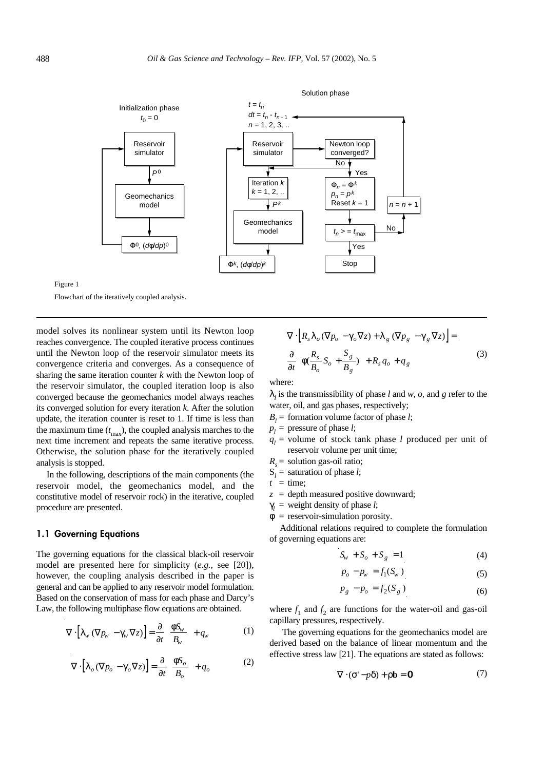Figure 1

Flowchart of the iteratively coupled analysis.

model solves its nonlinear system until its Newton loop reaches convergence. The coupled iterative process continues until the Newton loop of the reservoir simulator meets its convergence criteria and converges. As a consequence of sharing the same iteration counter $k$ with the Newton loop of the reservoir simulator, the coupled iteration loop is also converged because the geomechanics model always reaches its converged solution for every iteration $k$. After the solution update, the iteration counter is reset to 1. If time is less than the maximum time ($t_{max}$), the coupled analysis marches to the next time increment and repeats the same iterative process. Otherwise, the solution phase for the iteratively coupled analysis is stopped.

In the following, descriptions of the main components (the reservoir model, the geomechanics model, and the constitutive model of reservoir rock) in the iterative, coupled procedure are presented.

## 1.1 Governing Equations

The governing equations for the classical black-oil reservoir model are presented here for simplicity (*e.g.*, see [20]), however, the coupling analysis described in the paper is general and can be applied to any reservoir model formulation. Based on the conservation of mass for each phase and Darcy's Law, the following multiphase flow equations are obtained.

$$\nabla \cdot \left[\lambda_w (\nabla p_w - \gamma_w \nabla z)\right] = \frac{\partial}{\partial t}\left(\frac{\phi S_w}{B_w}\right) + q_w \tag{1}$$

$$\nabla \cdot \left[\lambda_o (\nabla p_o - \gamma_o \nabla z)\right] = \frac{\partial}{\partial t}\left(\frac{\phi S_o}{B_o}\right) + q_o \tag{2}$$

$$\nabla \cdot \left[R_s \lambda_o (\nabla p_o - \gamma_o \nabla z) + \lambda_g (\nabla p_g - \gamma_g \nabla z)\right] = \frac{\partial}{\partial t}\left[\phi\left(\frac{R_s}{B_o} S_o + \frac{S_g}{B_g}\right)\right] + R_s q_o + q_g \tag{3}$$

where:

- $\lambda_l$ is the transmissibility of phase $l$ and $w$, $o$, and $g$ refer to the water, oil, and gas phases, respectively;
- $B_l$ = formation volume factor of phase $l$;
- $p_l$ = pressure of phase $l$;
- $q_l$ = volume of stock tank phase $l$ produced per unit of reservoir volume per unit time;
- $R_s$ = solution gas-oil ratio;
- $S_l$ = saturation of phase $l$;
- $t$ = time;
- $z$ = depth measured positive downward;
- $\gamma_l$ = weight density of phase $l$;
- $\phi$ = reservoir-simulation porosity.

Additional relations required to complete the formulation of governing equations are:

$$S_w + S_o + S_g = 1 \tag{4}$$

$$p_o - p_w = f_1(S_w) \tag{5}$$

$$p_g - p_o = f_2(S_g) \tag{6}$$

where $f_1$ and $f_2$ are functions for the water-oil and gas-oil capillary pressures, respectively.

The governing equations for the geomechanics model are derived based on the balance of linear momentum and the effective stress law [21]. The equations are stated as follows:

$$\nabla \cdot (\sigma' - p\delta) + \rho \mathbf{b} = \mathbf{0} \tag{7}$$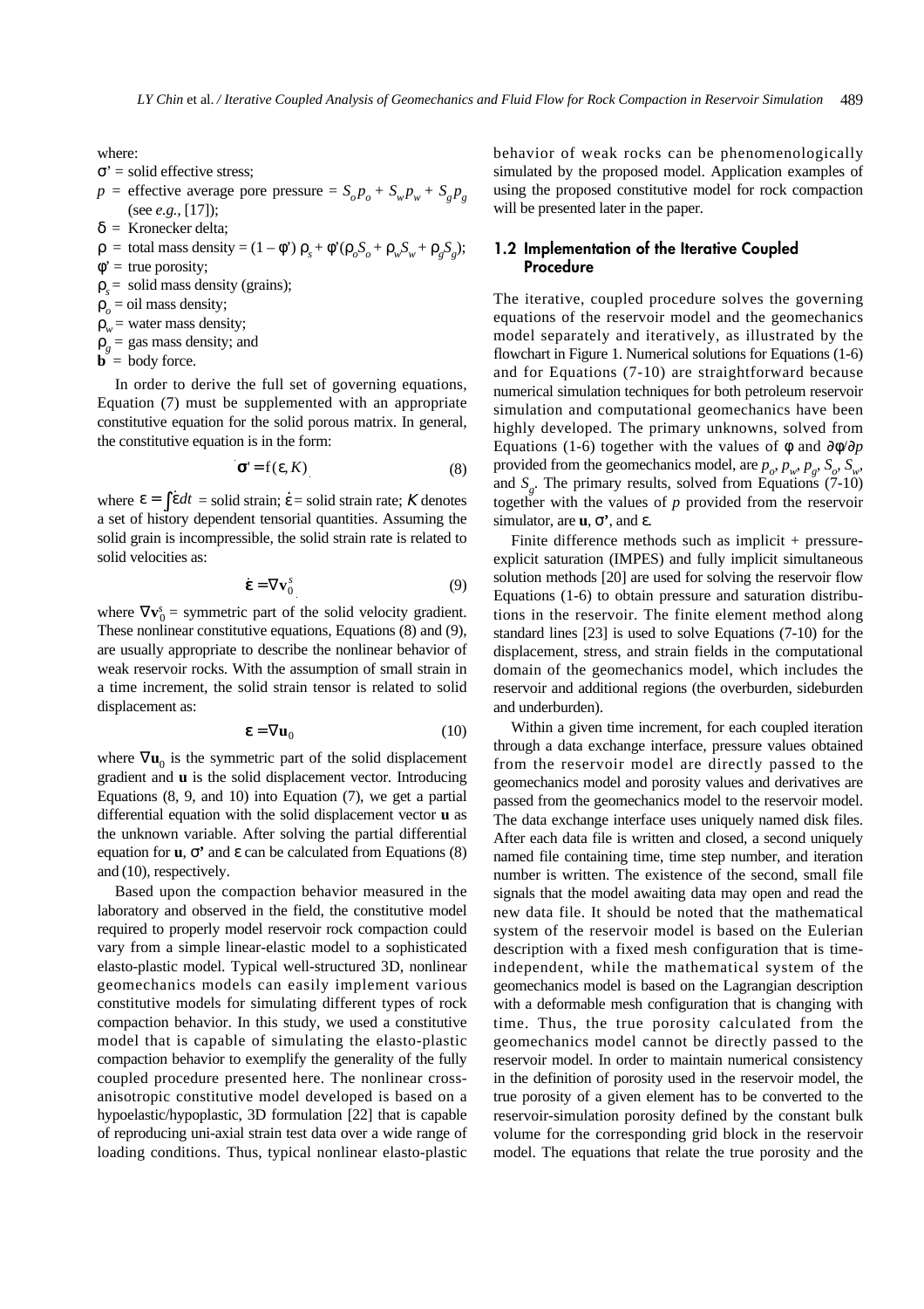where:

$\sigma'$ = solid effective stress;

$p$ = effective average pore pressure = $S_o p_o + S_w p_w + S_g p_g$ (see *e.g.*, [17]);

$\delta$ = Kronecker delta;

$\rho$ = total mass density = $(1 - \phi')\rho_s + \phi'(\rho_o S_o + \rho_w S_w + \rho_g S_g)$;

$\phi'$ = true porosity;

$\rho_s$ = solid mass density (grains);

$\rho_o$ = oil mass density;

$\rho_w$ = water mass density;

$\rho_g$ = gas mass density; and

$\mathbf{b}$ = body force.

In order to derive the full set of governing equations, Equation (7) must be supplemented with an appropriate constitutive equation for the solid porous matrix. In general, the constitutive equation is in the form:

$$\dot{\boldsymbol{\sigma}}' = \mathrm{f}(\varepsilon, K) \tag{8}$$

where $\varepsilon = \int \dot{\varepsilon} dt$ = solid strain; $\dot{\varepsilon}$ = solid strain rate; $K$ denotes a set of history dependent tensorial quantities. Assuming the solid grain is incompressible, the solid strain rate is related to solid velocities as:

$$\dot{\boldsymbol{\varepsilon}} = \nabla \mathbf{v}_0^s \tag{9}$$

where $\nabla \mathbf{v}_0^s$ = symmetric part of the solid velocity gradient. These nonlinear constitutive equations, Equations (8) and (9), are usually appropriate to describe the nonlinear behavior of weak reservoir rocks. With the assumption of small strain in a time increment, the solid strain tensor is related to solid displacement as:

$$\boldsymbol{\varepsilon} = \nabla \mathbf{u}_0 \tag{10}$$

where $\nabla \mathbf{u}_0$ is the symmetric part of the solid displacement gradient and $\mathbf{u}$ is the solid displacement vector. Introducing Equations (8, 9, and 10) into Equation (7), we get a partial differential equation with the solid displacement vector $\mathbf{u}$ as the unknown variable. After solving the partial differential equation for $\mathbf{u}$, $\boldsymbol{\sigma}'$ and $\varepsilon$ can be calculated from Equations (8) and (10), respectively.

Based upon the compaction behavior measured in the laboratory and observed in the field, the constitutive model required to properly model reservoir rock compaction could vary from a simple linear-elastic model to a sophisticated elasto-plastic model. Typical well-structured 3D, nonlinear geomechanics models can easily implement various constitutive models for simulating different types of rock compaction behavior. In this study, we used a constitutive model that is capable of simulating the elasto-plastic compaction behavior to exemplify the generality of the fully coupled procedure presented here. The nonlinear cross-anisotropic constitutive model developed is based on a hypoelastic/hypoplastic, 3D formulation [22] that is capable of reproducing uni-axial strain test data over a wide range of loading conditions. Thus, typical nonlinear elasto-plastic behavior of weak rocks can be phenomenologically simulated by the proposed model. Application examples of using the proposed constitutive model for rock compaction will be presented later in the paper.

### 1.2 Implementation of the Iterative Coupled Procedure

The iterative, coupled procedure solves the governing equations of the reservoir model and the geomechanics model separately and iteratively, as illustrated by the flowchart in Figure 1. Numerical solutions for Equations (1-6) and for Equations (7-10) are straightforward because numerical simulation techniques for both petroleum reservoir simulation and computational geomechanics have been highly developed. The primary unknowns, solved from Equations (1-6) together with the values of $\phi$ and $\partial\phi/\partial p$ provided from the geomechanics model, are $p_o$, $p_w$, $p_g$, $S_o$, $S_w$, and $S_g$. The primary results, solved from Equations (7-10) together with the values of $p$ provided from the reservoir simulator, are $\mathbf{u}$, $\boldsymbol{\sigma}'$, and $\varepsilon$.

Finite difference methods such as implicit + pressure-explicit saturation (IMPES) and fully implicit simultaneous solution methods [20] are used for solving the reservoir flow Equations (1-6) to obtain pressure and saturation distributions in the reservoir. The finite element method along standard lines [23] is used to solve Equations (7-10) for the displacement, stress, and strain fields in the computational domain of the geomechanics model, which includes the reservoir and additional regions (the overburden, sideburden and underburden).

Within a given time increment, for each coupled iteration through a data exchange interface, pressure values obtained from the reservoir model are directly passed to the geomechanics model and porosity values and derivatives are passed from the geomechanics model to the reservoir model. The data exchange interface uses uniquely named disk files. After each data file is written and closed, a second uniquely named file containing time, time step number, and iteration number is written. The existence of the second, small file signals that the model awaiting data may open and read the new data file. It should be noted that the mathematical system of the reservoir model is based on the Eulerian description with a fixed mesh configuration that is time-independent, while the mathematical system of the geomechanics model is based on the Lagrangian description with a deformable mesh configuration that is changing with time. Thus, the true porosity calculated from the geomechanics model cannot be directly passed to the reservoir model. In order to maintain numerical consistency in the definition of porosity used in the reservoir model, the true porosity of a given element has to be converted to the reservoir-simulation porosity defined by the constant bulk volume for the corresponding grid block in the reservoir model. The equations that relate the true porosity and the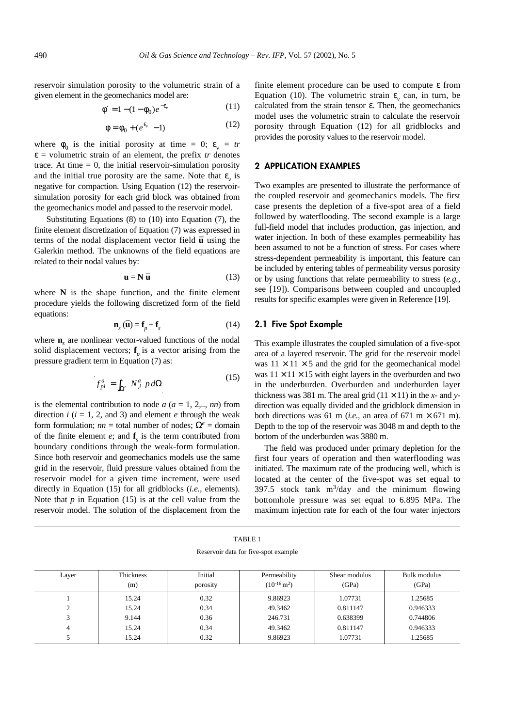reservoir simulation porosity to the volumetric strain of a given element in the geomechanics model are:

$$\phi' = 1 - (1 - \phi_0) e^{-\varepsilon_v} \tag{11}$$

$$\phi = \phi_0 + (e^{\varepsilon_v} - 1) \tag{12}$$

where $\phi_0$ is the initial porosity at time = 0; $\varepsilon_v$ = *tr* $\varepsilon$ = volumetric strain of an element, the prefix *tr* denotes trace. At time = 0, the initial reservoir-simulation porosity and the initial true porosity are the same. Note that $\varepsilon_v$ is negative for compaction. Using Equation (12) the reservoir-simulation porosity for each grid block was obtained from the geomechanics model and passed to the reservoir model.

Substituting Equations (8) to (10) into Equation (7), the finite element discretization of Equation (7) was expressed in terms of the nodal displacement vector field $\bar{\mathbf{u}}$ using the Galerkin method. The unknowns of the field equations are related to their nodal values by:

$$\mathbf{u} = \mathbf{N}\,\bar{\mathbf{u}} \tag{13}$$

where $\mathbf{N}$ is the shape function, and the finite element procedure yields the following discretized form of the field equations:

$$\mathbf{n}_s(\bar{\mathbf{u}}) = \mathbf{f}_p + \mathbf{f}_s \tag{14}$$

where $\mathbf{n}_s$ are nonlinear vector-valued functions of the nodal solid displacement vectors; $\mathbf{f}_p$ is a vector arising from the pressure gradient term in Equation (7) as:

$$f_{pi}^{a} = \int_{\Omega^e} N_{,i}^{a}\, p\, d\Omega \tag{15}$$

is the elemental contribution to node $a$ ($a$ = 1, 2,.., $nn$) from direction $i$ ($i$ = 1, 2, and 3) and element $e$ through the weak form formulation; $nn$ = total number of nodes; $\Omega^e$ = domain of the finite element $e$; and $\mathbf{f}_s$ is the term contributed from boundary conditions through the weak-form formulation. Since both reservoir and geomechanics models use the same grid in the reservoir, fluid pressure values obtained from the reservoir model for a given time increment, were used directly in Equation (15) for all gridblocks (*i.e.,* elements). Note that $p$ in Equation (15) is at the cell value from the reservoir model. The solution of the displacement from the finite element procedure can be used to compute $\varepsilon$ from Equation (10). The volumetric strain $\varepsilon_v$ can, in turn, be calculated from the strain tensor $\varepsilon$. Then, the geomechanics model uses the volumetric strain to calculate the reservoir porosity through Equation (12) for all gridblocks and provides the porosity values to the reservoir model.

## 2 APPLICATION EXAMPLES

Two examples are presented to illustrate the performance of the coupled reservoir and geomechanics models. The first case presents the depletion of a five-spot area of a field followed by waterflooding. The second example is a large full-field model that includes production, gas injection, and water injection. In both of these examples permeability has been assumed to not be a function of stress. For cases where stress-dependent permeability is important, this feature can be included by entering tables of permeability versus porosity or by using functions that relate permeability to stress (*e.g.,* see [19]). Comparisons between coupled and uncoupled results for specific examples were given in Reference [19].

### 2.1 Five Spot Example

This example illustrates the coupled simulation of a five-spot area of a layered reservoir. The grid for the reservoir model was $11 \times 11 \times 5$ and the grid for the geomechanical model was $11 \times 11 \times 15$ with eight layers in the overburden and two in the underburden. Overburden and underburden layer thickness was 381 m. The areal grid ($11 \times 11$) in the *x*- and *y*-direction was equally divided and the gridblock dimension in both directions was 61 m (*i.e.,* an area of 671 m $\times$ 671 m). Depth to the top of the reservoir was 3048 m and depth to the bottom of the underburden was 3880 m.

The field was produced under primary depletion for the first four years of operation and then waterflooding was initiated. The maximum rate of the producing well, which is located at the center of the five-spot was set equal to 397.5 stock tank $m^3$/day and the minimum flowing bottomhole pressure was set equal to 6.895 MPa. The maximum injection rate for each of the four water injectors

TABLE 1

Reservoir data for five-spot example

| Layer | Thickness (m) | Initial porosity | Permeability ($10^{-16}\,m^2$) | Shear modulus (GPa) | Bulk modulus (GPa) |
|---|---|---|---|---|---|
| 1 | 15.24 | 0.32 | 9.86923 | 1.07731 | 1.25685 |
| 2 | 15.24 | 0.34 | 49.3462 | 0.811147 | 0.946333 |
| 3 | 9.144 | 0.36 | 246.731 | 0.638399 | 0.744806 |
| 4 | 15.24 | 0.34 | 49.3462 | 0.811147 | 0.946333 |
| 5 | 15.24 | 0.32 | 9.86923 | 1.07731 | 1.25685 |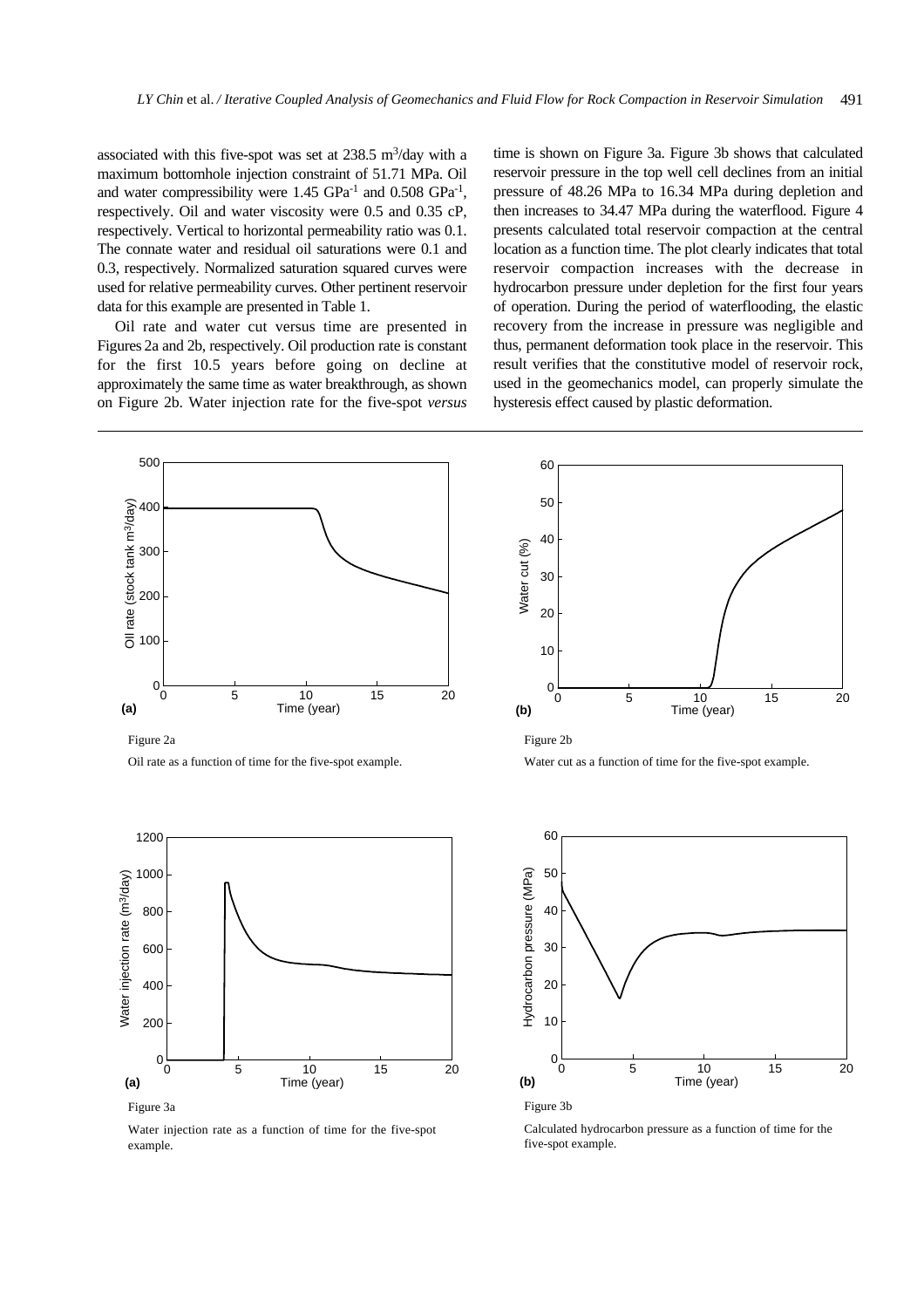associated with this five-spot was set at 238.5 $m^3$/day with a maximum bottomhole injection constraint of 51.71 MPa. Oil and water compressibility were 1.45 $GPa^{-1}$ and 0.508 $GPa^{-1}$, respectively. Oil and water viscosity were 0.5 and 0.35 cP, respectively. Vertical to horizontal permeability ratio was 0.1. The connate water and residual oil saturations were 0.1 and 0.3, respectively. Normalized saturation squared curves were used for relative permeability curves. Other pertinent reservoir data for this example are presented in Table 1.

Oil rate and water cut versus time are presented in Figures 2a and 2b, respectively. Oil production rate is constant for the first 10.5 years before going on decline at approximately the same time as water breakthrough, as shown on Figure 2b. Water injection rate for the five-spot *versus* time is shown on Figure 3a. Figure 3b shows that calculated reservoir pressure in the top well cell declines from an initial pressure of 48.26 MPa to 16.34 MPa during depletion and then increases to 34.47 MPa during the waterflood. Figure 4 presents calculated total reservoir compaction at the central location as a function time. The plot clearly indicates that total reservoir compaction increases with the decrease in hydrocarbon pressure under depletion for the first four years of operation. During the period of waterflooding, the elastic recovery from the increase in pressure was negligible and thus, permanent deformation took place in the reservoir. This result verifies that the constitutive model of reservoir rock, used in the geomechanics model, can properly simulate the hysteresis effect caused by plastic deformation.

Figure 2a

Oil rate as a function of time for the five-spot example.

Figure 2b

Water cut as a function of time for the five-spot example.

Figure 3a

Water injection rate as a function of time for the five-spot example.

Figure 3b

Calculated hydrocarbon pressure as a function of time for the five-spot example.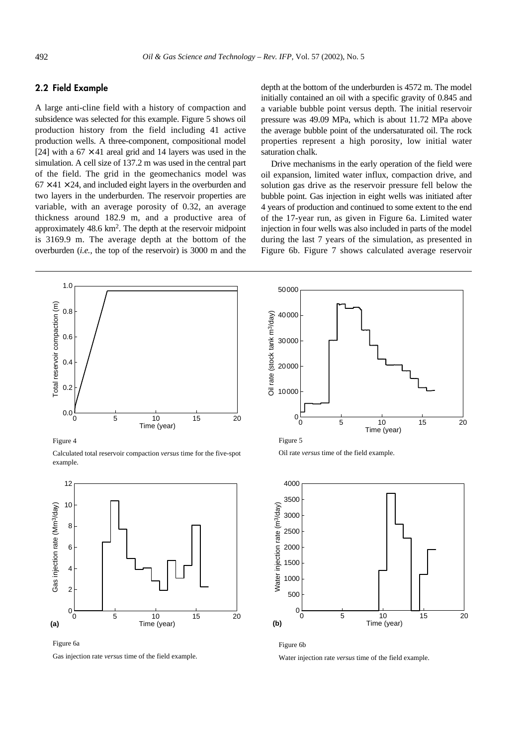### 2.2 Field Example

A large anti-cline field with a history of compaction and subsidence was selected for this example. Figure 5 shows oil production history from the field including 41 active production wells. A three-component, compositional model [24] with a $67 \times 41$ areal grid and 14 layers was used in the simulation. A cell size of 137.2 m was used in the central part of the field. The grid in the geomechanics model was $67 \times 41 \times 24$, and included eight layers in the overburden and two layers in the underburden. The reservoir properties are variable, with an average porosity of 0.32, an average thickness around 182.9 m, and a productive area of approximately 48.6 km$^2$. The depth at the reservoir midpoint is 3169.9 m. The average depth at the bottom of the overburden (*i.e.*, the top of the reservoir) is 3000 m and the depth at the bottom of the underburden is 4572 m. The model initially contained an oil with a specific gravity of 0.845 and a variable bubble point versus depth. The initial reservoir pressure was 49.09 MPa, which is about 11.72 MPa above the average bubble point of the undersaturated oil. The rock properties represent a high porosity, low initial water saturation chalk.

Drive mechanisms in the early operation of the field were oil expansion, limited water influx, compaction drive, and solution gas drive as the reservoir pressure fell below the bubble point. Gas injection in eight wells was initiated after 4 years of production and continued to some extent to the end of the 17-year run, as given in Figure 6a. Limited water injection in four wells was also included in parts of the model during the last 7 years of the simulation, as presented in Figure 6b. Figure 7 shows calculated average reservoir

Figure 4

Calculated total reservoir compaction *versus* time for the five-spot example.

Figure 5

Oil rate *versus* time of the field example.

Figure 6a

Gas injection rate *versus* time of the field example.

Figure 6b

Water injection rate *versus* time of the field example.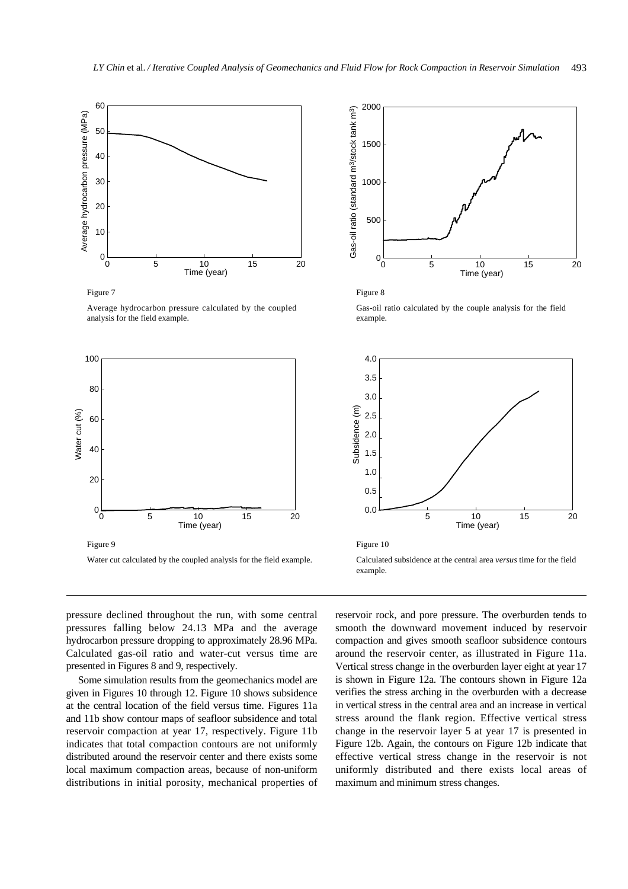Figure 7

Average hydrocarbon pressure calculated by the coupled analysis for the field example.

Figure 8

Gas-oil ratio calculated by the couple analysis for the field example.

Figure 9

Water cut calculated by the coupled analysis for the field example.

Figure 10

Calculated subsidence at the central area *versus* time for the field example.

pressure declined throughout the run, with some central pressures falling below 24.13 MPa and the average hydrocarbon pressure dropping to approximately 28.96 MPa. Calculated gas-oil ratio and water-cut versus time are presented in Figures 8 and 9, respectively.

Some simulation results from the geomechanics model are given in Figures 10 through 12. Figure 10 shows subsidence at the central location of the field versus time. Figures 11a and 11b show contour maps of seafloor subsidence and total reservoir compaction at year 17, respectively. Figure 11b indicates that total compaction contours are not uniformly distributed around the reservoir center and there exists some local maximum compaction areas, because of non-uniform distributions in initial porosity, mechanical properties of reservoir rock, and pore pressure. The overburden tends to smooth the downward movement induced by reservoir compaction and gives smooth seafloor subsidence contours around the reservoir center, as illustrated in Figure 11a. Vertical stress change in the overburden layer eight at year 17 is shown in Figure 12a. The contours shown in Figure 12a verifies the stress arching in the overburden with a decrease in vertical stress in the central area and an increase in vertical stress around the flank region. Effective vertical stress change in the reservoir layer 5 at year 17 is presented in Figure 12b. Again, the contours on Figure 12b indicate that effective vertical stress change in the reservoir is not uniformly distributed and there exists local areas of maximum and minimum stress changes.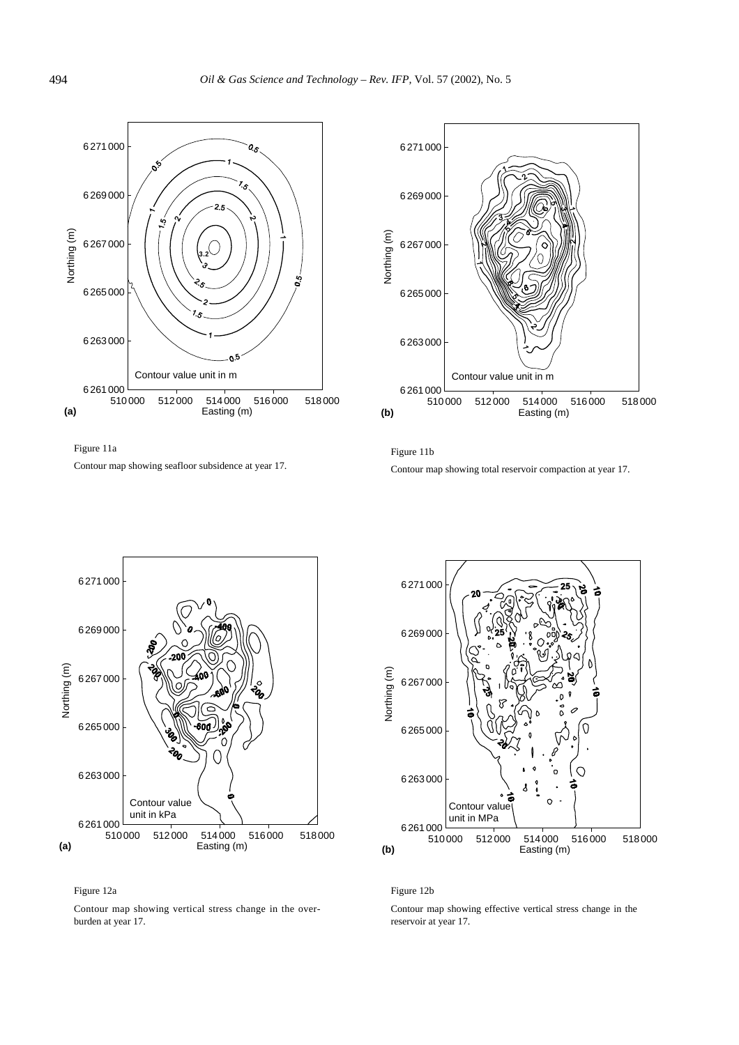Figure 11a

Contour map showing seafloor subsidence at year 17.

Figure 11b

Contour map showing total reservoir compaction at year 17.

Figure 12a

Contour map showing vertical stress change in the overburden at year 17.

Figure 12b

Contour map showing effective vertical stress change in the reservoir at year 17.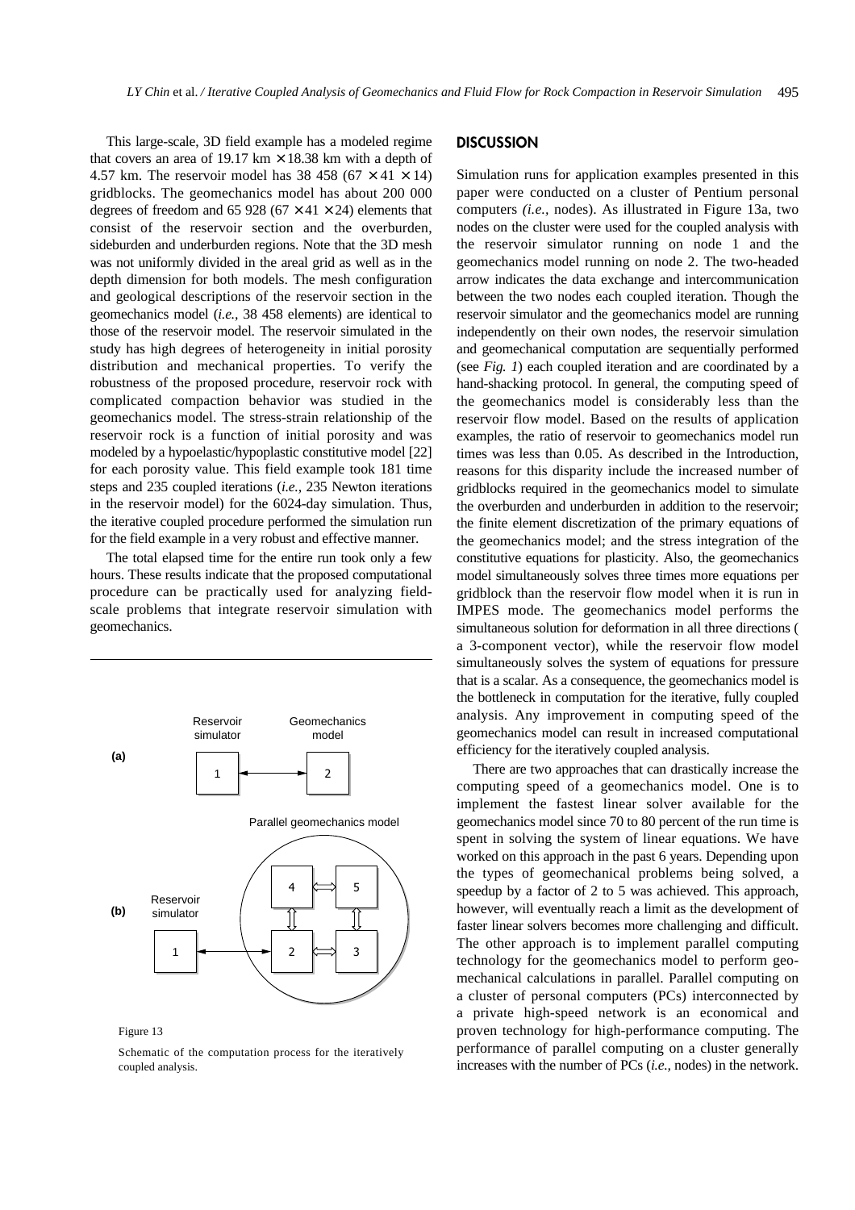This large-scale, 3D field example has a modeled regime that covers an area of 19.17 km $\times$ 18.38 km with a depth of 4.57 km. The reservoir model has 38 458 (67 $\times$ 41 $\times$ 14) gridblocks. The geomechanics model has about 200 000 degrees of freedom and 65 928 (67 $\times$ 41 $\times$ 24) elements that consist of the reservoir section and the overburden, sideburden and underburden regions. Note that the 3D mesh was not uniformly divided in the areal grid as well as in the depth dimension for both models. The mesh configuration and geological descriptions of the reservoir section in the geomechanics model (*i.e.,* 38 458 elements) are identical to those of the reservoir model. The reservoir simulated in the study has high degrees of heterogeneity in initial porosity distribution and mechanical properties. To verify the robustness of the proposed procedure, reservoir rock with complicated compaction behavior was studied in the geomechanics model. The stress-strain relationship of the reservoir rock is a function of initial porosity and was modeled by a hypoelastic/hypoplastic constitutive model [22] for each porosity value. This field example took 181 time steps and 235 coupled iterations (*i.e.,* 235 Newton iterations in the reservoir model) for the 6024-day simulation. Thus, the iterative coupled procedure performed the simulation run for the field example in a very robust and effective manner.

The total elapsed time for the entire run took only a few hours. These results indicate that the proposed computational procedure can be practically used for analyzing field-scale problems that integrate reservoir simulation with geomechanics.

Figure 13

Schematic of the computation process for the iteratively coupled analysis.

## DISCUSSION

Simulation runs for application examples presented in this paper were conducted on a cluster of Pentium personal computers *(i.e.,* nodes). As illustrated in Figure 13a, two nodes on the cluster were used for the coupled analysis with the reservoir simulator running on node 1 and the geomechanics model running on node 2. The two-headed arrow indicates the data exchange and intercommunication between the two nodes each coupled iteration. Though the reservoir simulator and the geomechanics model are running independently on their own nodes, the reservoir simulation and geomechanical computation are sequentially performed (see *Fig. 1*) each coupled iteration and are coordinated by a hand-shacking protocol. In general, the computing speed of the geomechanics model is considerably less than the reservoir flow model. Based on the results of application examples, the ratio of reservoir to geomechanics model run times was less than 0.05. As described in the Introduction, reasons for this disparity include the increased number of gridblocks required in the geomechanics model to simulate the overburden and underburden in addition to the reservoir; the finite element discretization of the primary equations of the geomechanics model; and the stress integration of the constitutive equations for plasticity. Also, the geomechanics model simultaneously solves three times more equations per gridblock than the reservoir flow model when it is run in IMPES mode. The geomechanics model performs the simultaneous solution for deformation in all three directions ( a 3-component vector), while the reservoir flow model simultaneously solves the system of equations for pressure that is a scalar. As a consequence, the geomechanics model is the bottleneck in computation for the iterative, fully coupled analysis. Any improvement in computing speed of the geomechanics model can result in increased computational efficiency for the iteratively coupled analysis.

There are two approaches that can drastically increase the computing speed of a geomechanics model. One is to implement the fastest linear solver available for the geomechanics model since 70 to 80 percent of the run time is spent in solving the system of linear equations. We have worked on this approach in the past 6 years. Depending upon the types of geomechanical problems being solved, a speedup by a factor of 2 to 5 was achieved. This approach, however, will eventually reach a limit as the development of faster linear solvers becomes more challenging and difficult. The other approach is to implement parallel computing technology for the geomechanics model to perform geo-mechanical calculations in parallel. Parallel computing on a cluster of personal computers (PCs) interconnected by a private high-speed network is an economical and proven technology for high-performance computing. The performance of parallel computing on a cluster generally increases with the number of PCs (*i.e.,* nodes) in the network.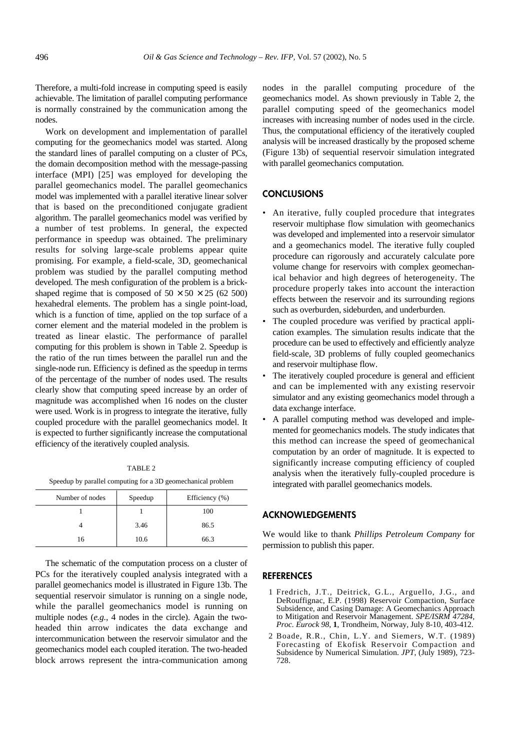Therefore, a multi-fold increase in computing speed is easily achievable. The limitation of parallel computing performance is normally constrained by the communication among the nodes.

Work on development and implementation of parallel computing for the geomechanics model was started. Along the standard lines of parallel computing on a cluster of PCs, the domain decomposition method with the message-passing interface (MPI) [25] was employed for developing the parallel geomechanics model. The parallel geomechanics model was implemented with a parallel iterative linear solver that is based on the preconditioned conjugate gradient algorithm. The parallel geomechanics model was verified by a number of test problems. In general, the expected performance in speedup was obtained. The preliminary results for solving large-scale problems appear quite promising. For example, a field-scale, 3D, geomechanical problem was studied by the parallel computing method developed. The mesh configuration of the problem is a brick-shaped regime that is composed of $50 \times 50 \times 25$ (62 500) hexahedral elements. The problem has a single point-load, which is a function of time, applied on the top surface of a corner element and the material modeled in the problem is treated as linear elastic. The performance of parallel computing for this problem is shown in Table 2. Speedup is the ratio of the run times between the parallel run and the single-node run. Efficiency is defined as the speedup in terms of the percentage of the number of nodes used. The results clearly show that computing speed increase by an order of magnitude was accomplished when 16 nodes on the cluster were used. Work is in progress to integrate the iterative, fully coupled procedure with the parallel geomechanics model. It is expected to further significantly increase the computational efficiency of the iteratively coupled analysis.

TABLE 2

Speedup by parallel computing for a 3D geomechanical problem

| Number of nodes | Speedup | Efficiency (%) |
|---|---|---|
| 1 | 1 | 100 |
| 4 | 3.46 | 86.5 |
| 16 | 10.6 | 66.3 |

The schematic of the computation process on a cluster of PCs for the iteratively coupled analysis integrated with a parallel geomechanics model is illustrated in Figure 13b. The sequential reservoir simulator is running on a single node, while the parallel geomechanics model is running on multiple nodes (*e.g.*, 4 nodes in the circle). Again the two-headed thin arrow indicates the data exchange and intercommunication between the reservoir simulator and the geomechanics model each coupled iteration. The two-headed block arrows represent the intra-communication among nodes in the parallel computing procedure of the geomechanics model. As shown previously in Table 2, the parallel computing speed of the geomechanics model increases with increasing number of nodes used in the circle. Thus, the computational efficiency of the iteratively coupled analysis will be increased drastically by the proposed scheme (Figure 13b) of sequential reservoir simulation integrated with parallel geomechanics computation.

## CONCLUSIONS

- An iterative, fully coupled procedure that integrates reservoir multiphase flow simulation with geomechanics was developed and implemented into a reservoir simulator and a geomechanics model. The iterative fully coupled procedure can rigorously and accurately calculate pore volume change for reservoirs with complex geomechanical behavior and high degrees of heterogeneity. The procedure properly takes into account the interaction effects between the reservoir and its surrounding regions such as overburden, sideburden, and underburden.
- The coupled procedure was verified by practical application examples. The simulation results indicate that the procedure can be used to effectively and efficiently analyze field-scale, 3D problems of fully coupled geomechanics and reservoir multiphase flow.
- The iteratively coupled procedure is general and efficient and can be implemented with any existing reservoir simulator and any existing geomechanics model through a data exchange interface.
- A parallel computing method was developed and implemented for geomechanics models. The study indicates that this method can increase the speed of geomechanical computation by an order of magnitude. It is expected to significantly increase computing efficiency of coupled analysis when the iteratively fully-coupled procedure is integrated with parallel geomechanics models.

## ACKNOWLEDGEMENTS

We would like to thank *Phillips Petroleum Company* for permission to publish this paper.

## REFERENCES

1 Fredrich, J.T., Deitrick, G.L., Arguello, J.G., and DeRouffignac, E.P. (1998) Reservoir Compaction, Surface Subsidence, and Casing Damage: A Geomechanics Approach to Mitigation and Reservoir Management. *SPE/ISRM 47284, Proc. Eurock 98*, **1**, Trondheim, Norway, July 8-10, 403-412.

2 Boade, R.R., Chin, L.Y. and Siemers, W.T. (1989) Forecasting of Ekofisk Reservoir Compaction and Subsidence by Numerical Simulation. *JPT*, (July 1989), 723-728.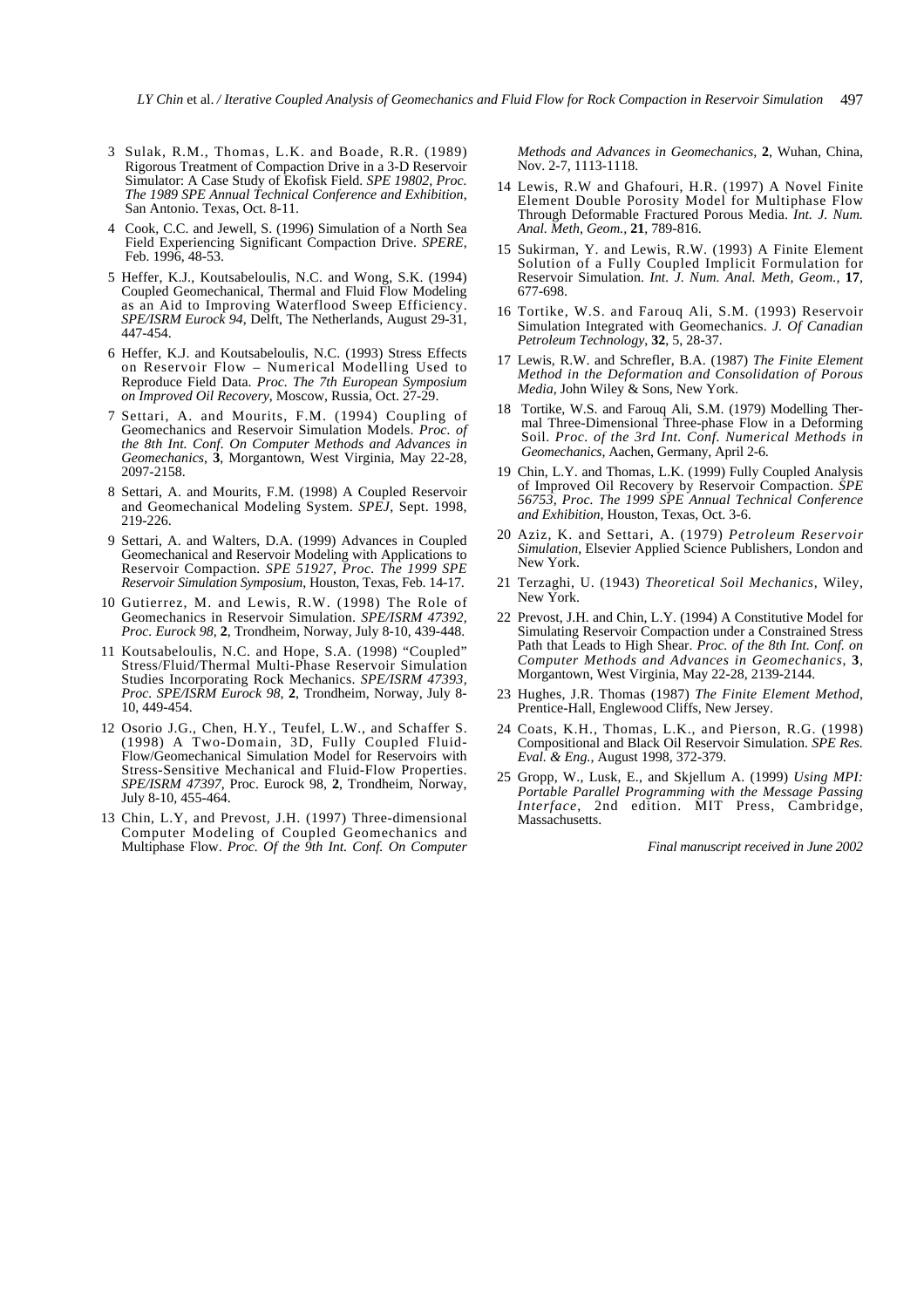3 Sulak, R.M., Thomas, L.K. and Boade, R.R. (1989) Rigorous Treatment of Compaction Drive in a 3-D Reservoir Simulator: A Case Study of Ekofisk Field. *SPE 19802, Proc. The 1989 SPE Annual Technical Conference and Exhibition*, San Antonio. Texas, Oct. 8-11.

4 Cook, C.C. and Jewell, S. (1996) Simulation of a North Sea Field Experiencing Significant Compaction Drive. *SPERE*, Feb. 1996, 48-53.

5 Heffer, K.J., Koutsabeloulis, N.C. and Wong, S.K. (1994) Coupled Geomechanical, Thermal and Fluid Flow Modeling as an Aid to Improving Waterflood Sweep Efficiency. *SPE/ISRM Eurock 94*, Delft, The Netherlands, August 29-31, 447-454.

6 Heffer, K.J. and Koutsabeloulis, N.C. (1993) Stress Effects on Reservoir Flow – Numerical Modelling Used to Reproduce Field Data. *Proc. The 7th European Symposium on Improved Oil Recovery*, Moscow, Russia, Oct. 27-29.

7 Settari, A. and Mourits, F.M. (1994) Coupling of Geomechanics and Reservoir Simulation Models. *Proc. of the 8th Int. Conf. On Computer Methods and Advances in Geomechanics*, **3**, Morgantown, West Virginia, May 22-28, 2097-2158.

8 Settari, A. and Mourits, F.M. (1998) A Coupled Reservoir and Geomechanical Modeling System. *SPEJ*, Sept. 1998, 219-226.

9 Settari, A. and Walters, D.A. (1999) Advances in Coupled Geomechanical and Reservoir Modeling with Applications to Reservoir Compaction. *SPE 51927, Proc. The 1999 SPE Reservoir Simulation Symposium*, Houston, Texas, Feb. 14-17.

10 Gutierrez, M. and Lewis, R.W. (1998) The Role of Geomechanics in Reservoir Simulation. *SPE/ISRM 47392, Proc. Eurock 98*, **2**, Trondheim, Norway, July 8-10, 439-448.

11 Koutsabeloulis, N.C. and Hope, S.A. (1998) "Coupled" Stress/Fluid/Thermal Multi-Phase Reservoir Simulation Studies Incorporating Rock Mechanics. *SPE/ISRM 47393, Proc. SPE/ISRM Eurock 98*, **2**, Trondheim, Norway, July 8-10, 449-454.

12 Osorio J.G., Chen, H.Y., Teufel, L.W., and Schaffer S. (1998) A Two-Domain, 3D, Fully Coupled Fluid-Flow/Geomechanical Simulation Model for Reservoirs with Stress-Sensitive Mechanical and Fluid-Flow Properties. *SPE/ISRM 47397*, Proc. Eurock 98, **2**, Trondheim, Norway, July 8-10, 455-464.

13 Chin, L.Y, and Prevost, J.H. (1997) Three-dimensional Computer Modeling of Coupled Geomechanics and Multiphase Flow. *Proc. Of the 9th Int. Conf. On Computer Methods and Advances in Geomechanics*, **2**, Wuhan, China, Nov. 2-7, 1113-1118.

14 Lewis, R.W and Ghafouri, H.R. (1997) A Novel Finite Element Double Porosity Model for Multiphase Flow Through Deformable Fractured Porous Media. *Int. J. Num. Anal. Meth, Geom.*, **21**, 789-816.

15 Sukirman, Y. and Lewis, R.W. (1993) A Finite Element Solution of a Fully Coupled Implicit Formulation for Reservoir Simulation. *Int. J. Num. Anal. Meth, Geom.*, **17**, 677-698.

16 Tortike, W.S. and Farouq Ali, S.M. (1993) Reservoir Simulation Integrated with Geomechanics. *J. Of Canadian Petroleum Technology*, **32**, 5, 28-37.

17 Lewis, R.W. and Schrefler, B.A. (1987) *The Finite Element Method in the Deformation and Consolidation of Porous Media*, John Wiley & Sons, New York.

18 Tortike, W.S. and Farouq Ali, S.M. (1979) Modelling Thermal Three-Dimensional Three-phase Flow in a Deforming Soil. *Proc. of the 3rd Int. Conf. Numerical Methods in Geomechanics*, Aachen, Germany, April 2-6.

19 Chin, L.Y. and Thomas, L.K. (1999) Fully Coupled Analysis of Improved Oil Recovery by Reservoir Compaction. *SPE 56753, Proc. The 1999 SPE Annual Technical Conference and Exhibition*, Houston, Texas, Oct. 3-6.

20 Aziz, K. and Settari, A. (1979) *Petroleum Reservoir Simulation*, Elsevier Applied Science Publishers, London and New York.

21 Terzaghi, U. (1943) *Theoretical Soil Mechanics*, Wiley, New York.

22 Prevost, J.H. and Chin, L.Y. (1994) A Constitutive Model for Simulating Reservoir Compaction under a Constrained Stress Path that Leads to High Shear. *Proc. of the 8th Int. Conf. on Computer Methods and Advances in Geomechanics*, **3**, Morgantown, West Virginia, May 22-28, 2139-2144.

23 Hughes, J.R. Thomas (1987) *The Finite Element Method*, Prentice-Hall, Englewood Cliffs, New Jersey.

24 Coats, K.H., Thomas, L.K., and Pierson, R.G. (1998) Compositional and Black Oil Reservoir Simulation. *SPE Res. Eval. & Eng.*, August 1998, 372-379.

25 Gropp, W., Lusk, E., and Skjellum A. (1999) *Using MPI: Portable Parallel Programming with the Message Passing Interface*, 2nd edition. MIT Press, Cambridge, Massachusetts.

*Final manuscript received in June 2002*